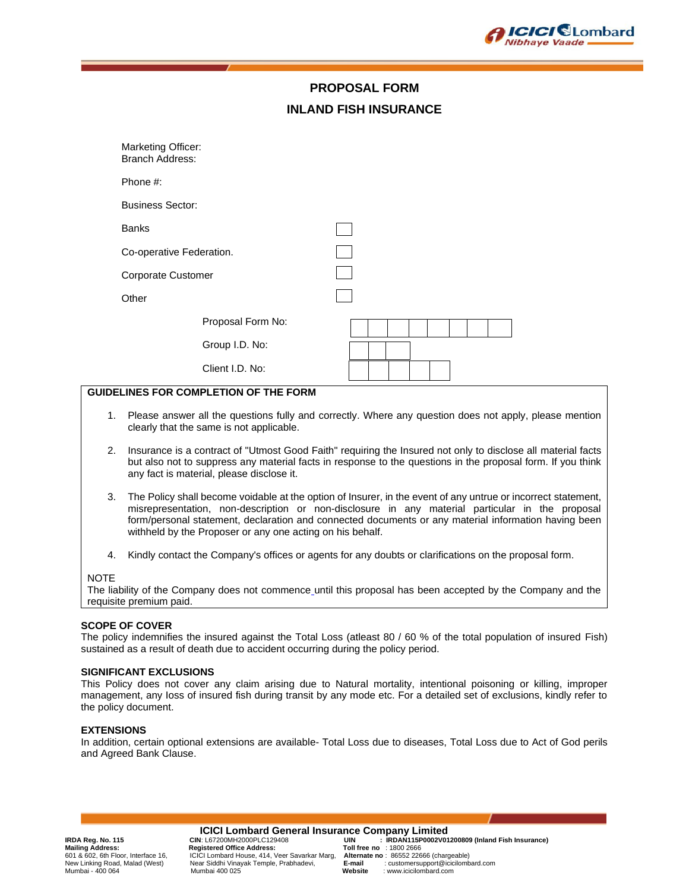# PROPOSAL FORM

## INLAND FISH INSURANCE

Marketing Officer:
Branch Address:

Phone #:

Business Sector:

| | |
|---|---|
| Banks | ☐ |
| Co-operative Federation. | ☐ |
| Corporate Customer | ☐ |
| Other | ☐ |

Proposal Form No: | | | | | | | | |

Group I.D. No: | | | |

Client I.D. No: | | | | | |

**GUIDELINES FOR COMPLETION OF THE FORM**

1. Please answer all the questions fully and correctly. Where any question does not apply, please mention clearly that the same is not applicable.
2. Insurance is a contract of "Utmost Good Faith" requiring the Insured not only to disclose all material facts but also not to suppress any material facts in response to the questions in the proposal form. If you think any fact is material, please disclose it.
3. The Policy shall become voidable at the option of Insurer, in the event of any untrue or incorrect statement, misrepresentation, non-description or non-disclosure in any material particular in the proposal form/personal statement, declaration and connected documents or any material information having been withheld by the Proposer or any one acting on his behalf.
4. Kindly contact the Company's offices or agents for any doubts or clarifications on the proposal form.

NOTE
The liability of the Company does not commence until this proposal has been accepted by the Company and the requisite premium paid.

**SCOPE OF COVER**
The policy indemnifies the insured against the Total Loss (atleast 80 / 60 % of the total population of insured Fish) sustained as a result of death due to accident occurring during the policy period.

**SIGNIFICANT EXCLUSIONS**
This Policy does not cover any claim arising due to Natural mortality, intentional poisoning or killing, improper management, any loss of insured fish during transit by any mode etc. For a detailed set of exclusions, kindly refer to the policy document.

**EXTENSIONS**
In addition, certain optional extensions are available- Total Loss due to diseases, Total Loss due to Act of God perils and Agreed Bank Clause.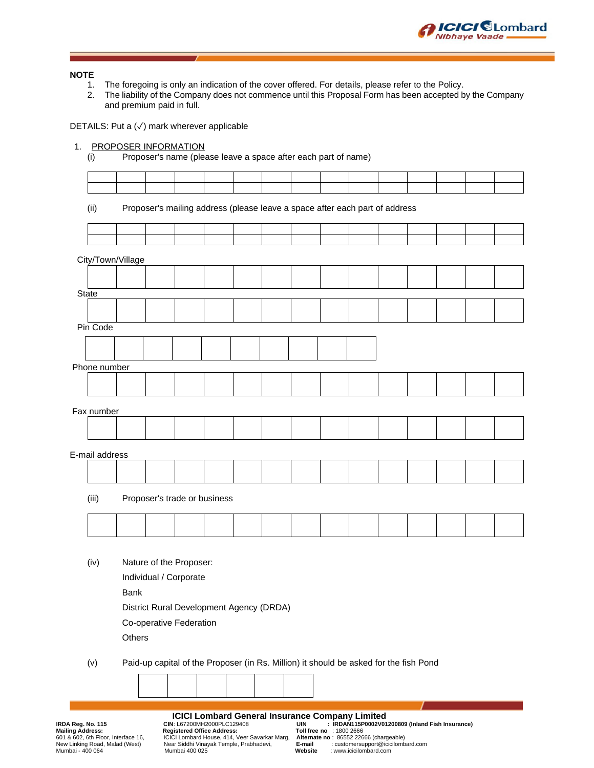**NOTE**

1. The foregoing is only an indication of the cover offered. For details, please refer to the Policy.
2. The liability of the Company does not commence until this Proposal Form has been accepted by the Company and premium paid in full.

DETAILS: Put a (✓) mark wherever applicable

1. PROPOSER INFORMATION

(i) Proposer's name (please leave a space after each part of name)

| | | | | | | | | | | | | | | |
|---|---|---|---|---|---|---|---|---|---|---|---|---|---|---|
| | | | | | | | | | | | | | | |

(ii) Proposer's mailing address (please leave a space after each part of address

| | | | | | | | | | | | | | | |
|---|---|---|---|---|---|---|---|---|---|---|---|---|---|---|
| | | | | | | | | | | | | | | |

City/Town/Village

| | | | | | | | | | | | | | | |
|---|---|---|---|---|---|---|---|---|---|---|---|---|---|---|

State

| | | | | | | | | | | | | | | |
|---|---|---|---|---|---|---|---|---|---|---|---|---|---|---|

Pin Code

| | | | | | | | | | |
|---|---|---|---|---|---|---|---|---|---|

Phone number

| | | | | | | | | | | | | | | |
|---|---|---|---|---|---|---|---|---|---|---|---|---|---|---|

Fax number

| | | | | | | | | | | | | | | |
|---|---|---|---|---|---|---|---|---|---|---|---|---|---|---|

E-mail address

| | | | | | | | | | | | | | | |
|---|---|---|---|---|---|---|---|---|---|---|---|---|---|---|

(iii) Proposer's trade or business

| | | | | | | | | | | | | | | |
|---|---|---|---|---|---|---|---|---|---|---|---|---|---|---|

(iv) Nature of the Proposer:

Individual / Corporate

Bank

District Rural Development Agency (DRDA)

Co-operative Federation

Others

(v) Paid-up capital of the Proposer (in Rs. Million) it should be asked for the fish Pond

| | | | | | |
|---|---|---|---|---|---|

**ICICI Lombard General Insurance Company Limited**

**IRDA Reg. No. 115**
**Mailing Address:**
601 & 602, 6th Floor, Interface 16, New Linking Road, Malad (West) Mumbai - 400 064

**CIN**: L67200MH2000PLC129408
**Registered Office Address:**
ICICI Lombard House, 414, Veer Savarkar Marg, Near Siddhi Vinayak Temple, Prabhadevi, Mumbai 400 025

**UIN** : **IRDAN115P0002V01200809 (Inland Fish Insurance)**
**Toll free no** : 1800 2666
**Alternate no** : 86552 22666 (chargeable)
**E-mail** : customersupport@icicilombard.com
**Website** : www.icicilombard.com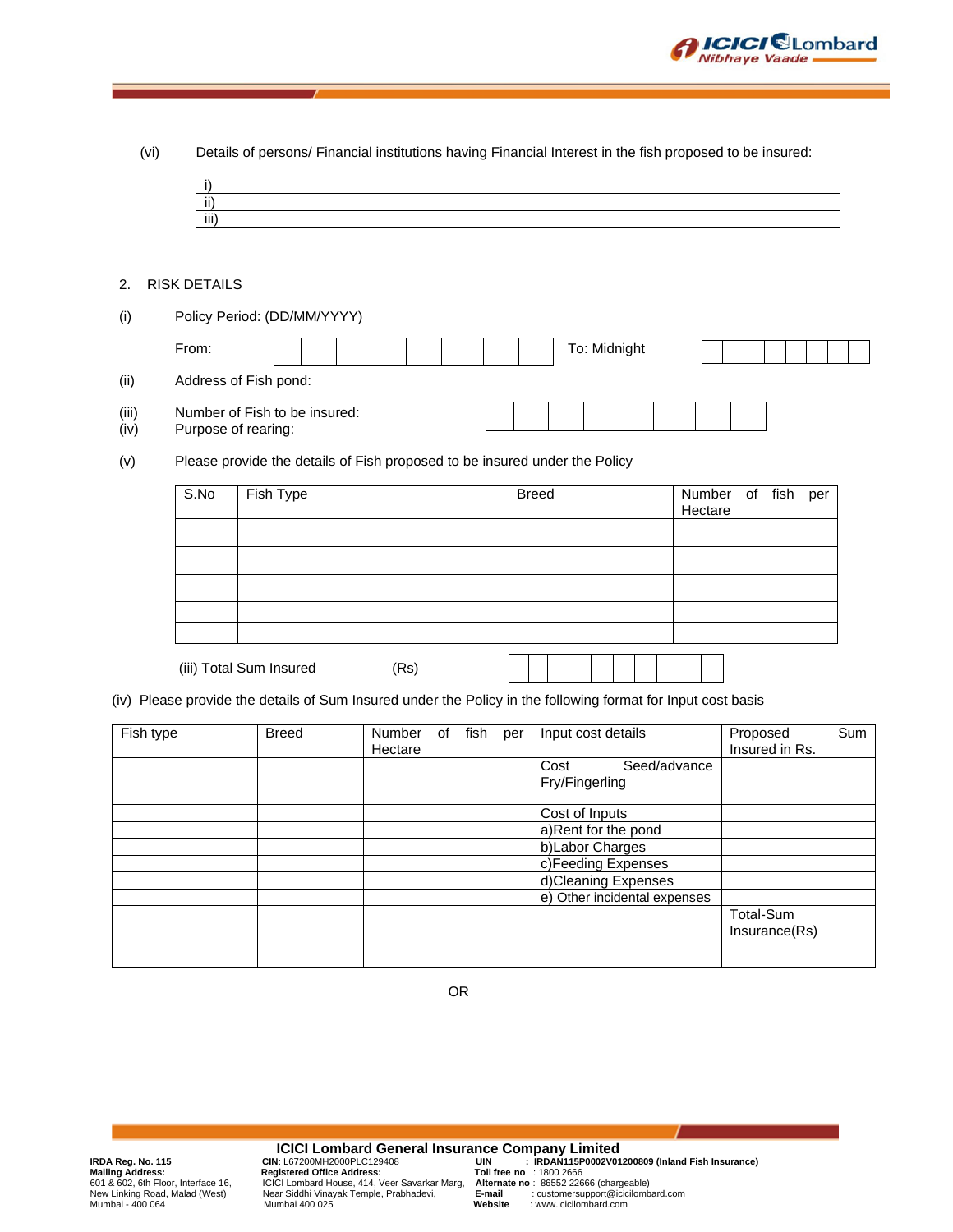(vi) Details of persons/ Financial institutions having Financial Interest in the fish proposed to be insured:

| |
|---|
| i) |
| ii) |
| iii) |

2. RISK DETAILS

(i) Policy Period: (DD/MM/YYYY)

From: | | | | | | | | | To: Midnight | | | | | | | | |

(ii) Address of Fish pond:

(iii) Number of Fish to be insured: | | | | | | | | |

(iv) Purpose of rearing:

(v) Please provide the details of Fish proposed to be insured under the Policy

| S.No | Fish Type | Breed | Number of fish per Hectare |
|---|---|---|---|
| | | | |
| | | | |
| | | | |
| | | | |
| | | | |

(iii) Total Sum Insured (Rs) | | | | | | | | | | |

(iv) Please provide the details of Sum Insured under the Policy in the following format for Input cost basis

| Fish type | Breed | Number of fish per Hectare | Input cost details | Proposed Sum Insured in Rs. |
|---|---|---|---|---|
| | | | Cost Seed/advance Fry/Fingerling | |
| | | | Cost of Inputs | |
| | | | a)Rent for the pond | |
| | | | b)Labor Charges | |
| | | | c)Feeding Expenses | |
| | | | d)Cleaning Expenses | |
| | | | e) Other incidental expenses | |
| | | | | Total-Sum Insurance(Rs) |

OR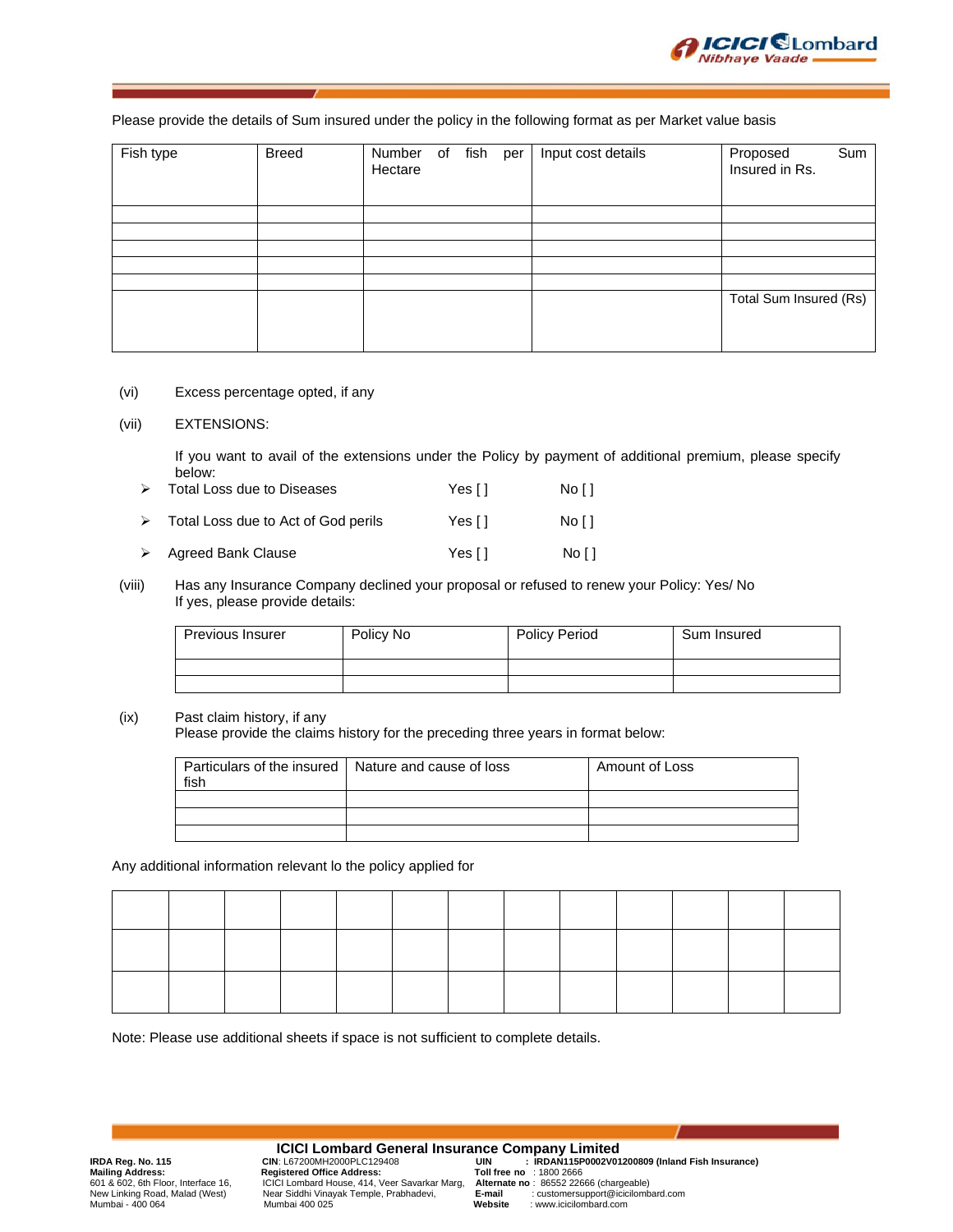Please provide the details of Sum insured under the policy in the following format as per Market value basis

| Fish type | Breed | Number of fish per Hectare | Input cost details | Proposed Sum Insured in Rs. |
|---|---|---|---|---|
| | | | | |
| | | | | |
| | | | | |
| | | | | |
| | | | | |
| | | | | Total Sum Insured (Rs) |

(vi) Excess percentage opted, if any

(vii) EXTENSIONS:

If you want to avail of the extensions under the Policy by payment of additional premium, please specify below:

- Total Loss due to Diseases Yes [ ] No [ ]
- Total Loss due to Act of God perils Yes [ ] No [ ]
- Agreed Bank Clause Yes [ ] No [ ]

(viii) Has any Insurance Company declined your proposal or refused to renew your Policy: Yes/ No
If yes, please provide details:

| Previous Insurer | Policy No | Policy Period | Sum Insured |
|---|---|---|---|
| | | | |
| | | | |

(ix) Past claim history, if any
Please provide the claims history for the preceding three years in format below:

| Particulars of the insured fish | Nature and cause of loss | Amount of Loss |
|---|---|---|
| | | |
| | | |
| | | |

Any additional information relevant lo the policy applied for

| | | | | | | | | | | | | |
|---|---|---|---|---|---|---|---|---|---|---|---|---|
| | | | | | | | | | | | | |
| | | | | | | | | | | | | |

Note: Please use additional sheets if space is not sufficient to complete details.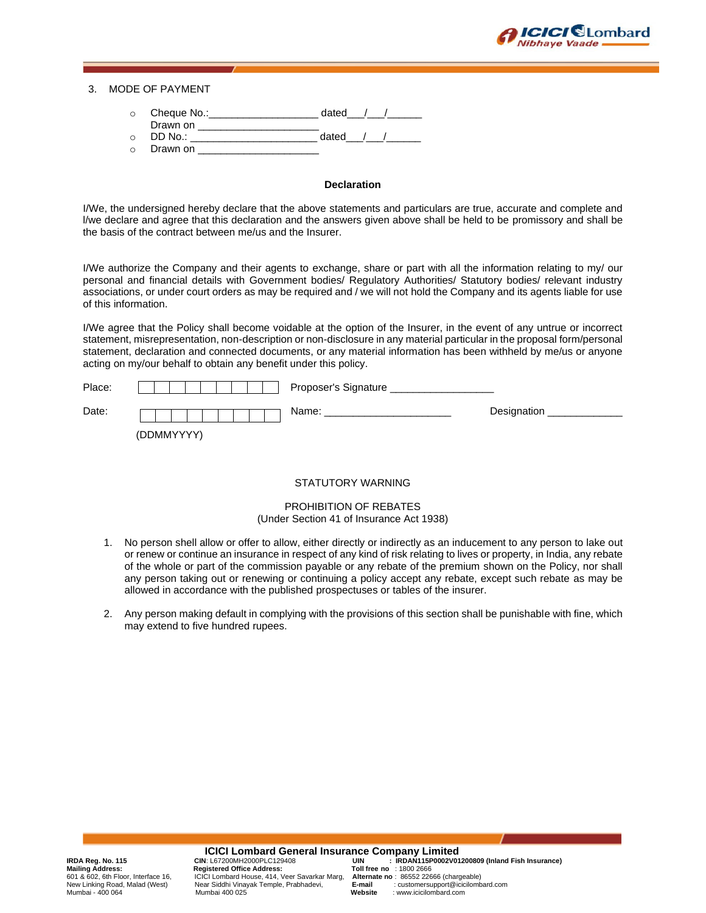3. MODE OF PAYMENT

- Cheque No.:__________________ dated___/___/______
  Drawn on ____________________
- DD No.: _____________________ dated___/___/______
- Drawn on ____________________

**Declaration**

I/We, the undersigned hereby declare that the above statements and particulars are true, accurate and complete and I/we declare and agree that this declaration and the answers given above shall be held to be promissory and shall be the basis of the contract between me/us and the Insurer.

I/We authorize the Company and their agents to exchange, share or part with all the information relating to my/ our personal and financial details with Government bodies/ Regulatory Authorities/ Statutory bodies/ relevant industry associations, or under court orders as may be required and / we will not hold the Company and its agents liable for use of this information.

I/We agree that the Policy shall become voidable at the option of the Insurer, in the event of any untrue or incorrect statement, misrepresentation, non-description or non-disclosure in any material particular in the proposal form/personal statement, declaration and connected documents, or any material information has been withheld by me/us or anyone acting on my/our behalf to obtain any benefit under this policy.

Place: | | | | | | | | | |  Proposer's Signature __________________

Date: | | | | | | | | | |  Name: ______________________  Designation _____________

(DDMMYYYY)

STATUTORY WARNING

PROHIBITION OF REBATES
(Under Section 41 of Insurance Act 1938)

1. No person shell allow or offer to allow, either directly or indirectly as an inducement to any person to lake out or renew or continue an insurance in respect of any kind of risk relating to lives or property, in India, any rebate of the whole or part of the commission payable or any rebate of the premium shown on the Policy, nor shall any person taking out or renewing or continuing a policy accept any rebate, except such rebate as may be allowed in accordance with the published prospectuses or tables of the insurer.

2. Any person making default in complying with the provisions of this section shall be punishable with fine, which may extend to five hundred rupees.